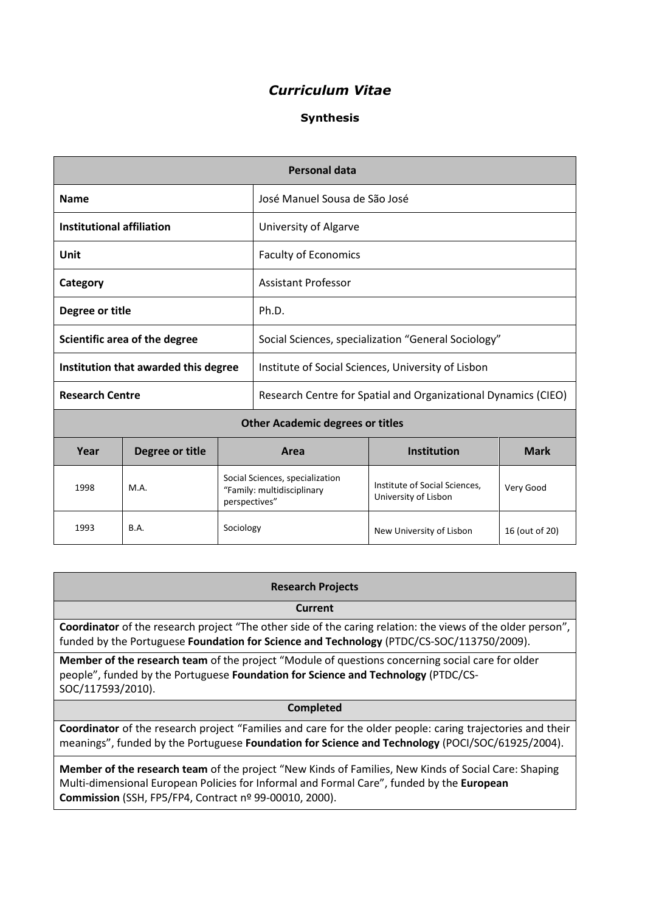# *Curriculum Vitae*

**Synthesis**

| Personal data | |
|---|---|
| **Name** | José Manuel Sousa de São José |
| **Institutional affiliation** | University of Algarve |
| **Unit** | Faculty of Economics |
| **Category** | Assistant Professor |
| **Degree or title** | Ph.D. |
| **Scientific area of the degree** | Social Sciences, specialization "General Sociology" |
| **Institution that awarded this degree** | Institute of Social Sciences, University of Lisbon |
| **Research Centre** | Research Centre for Spatial and Organizational Dynamics (CIEO) |

**Other Academic degrees or titles**

| Year | Degree or title | Area | Institution | Mark |
|---|---|---|---|---|
| 1998 | M.A. | Social Sciences, specialization "Family: multidisciplinary perspectives" | Institute of Social Sciences, University of Lisbon | Very Good |
| 1993 | B.A. | Sociology | New University of Lisbon | 16 (out of 20) |

## Research Projects

### Current

**Coordinator** of the research project "The other side of the caring relation: the views of the older person", funded by the Portuguese **Foundation for Science and Technology** (PTDC/CS-SOC/113750/2009).

**Member of the research team** of the project "Module of questions concerning social care for older people", funded by the Portuguese **Foundation for Science and Technology** (PTDC/CS-SOC/117593/2010).

### Completed

**Coordinator** of the research project "Families and care for the older people: caring trajectories and their meanings", funded by the Portuguese **Foundation for Science and Technology** (POCI/SOC/61925/2004).

**Member of the research team** of the project "New Kinds of Families, New Kinds of Social Care: Shaping Multi-dimensional European Policies for Informal and Formal Care", funded by the **European Commission** (SSH, FP5/FP4, Contract nº 99-00010, 2000).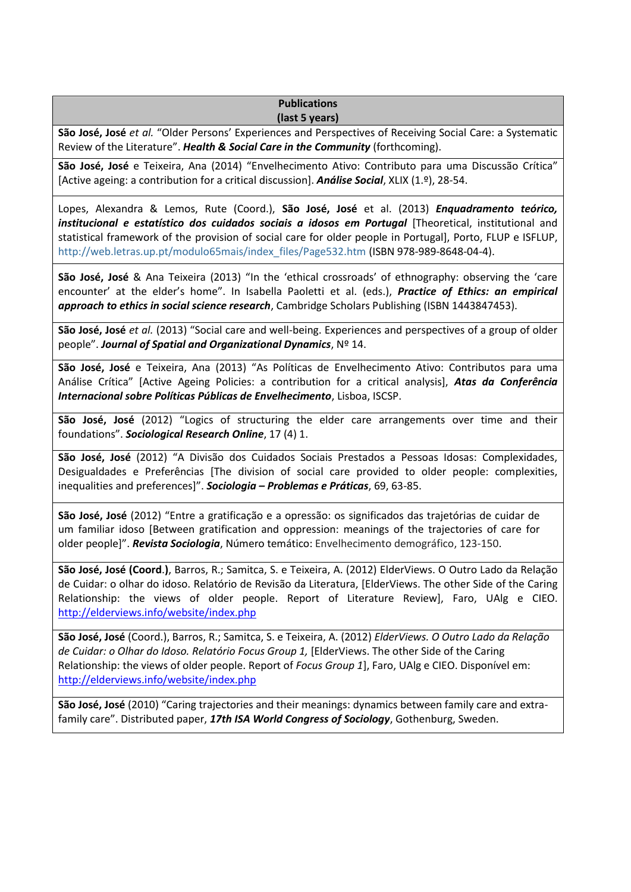| **Publications (last 5 years)** |
|---|
| **São José, José** *et al.* "Older Persons' Experiences and Perspectives of Receiving Social Care: a Systematic Review of the Literature". ***Health & Social Care in the Community*** (forthcoming). |
| **São José, José** e Teixeira, Ana (2014) "Envelhecimento Ativo: Contributo para uma Discussão Crítica" [Active ageing: a contribution for a critical discussion]. ***Análise Social***, XLIX (1.º), 28-54. |
| Lopes, Alexandra & Lemos, Rute (Coord.), **São José, José** et al. (2013) ***Enquadramento teórico, institucional e estatístico dos cuidados sociais a idosos em Portugal*** [Theoretical, institutional and statistical framework of the provision of social care for older people in Portugal], Porto, FLUP e ISFLUP, http://web.letras.up.pt/modulo65mais/index_files/Page532.htm (ISBN 978-989-8648-04-4). |
| **São José, José** & Ana Teixeira (2013) "In the 'ethical crossroads' of ethnography: observing the 'care encounter' at the elder's home". In Isabella Paoletti et al. (eds.), ***Practice of Ethics: an empirical approach to ethics in social science research***, Cambridge Scholars Publishing (ISBN 1443847453). |
| **São José, José** *et al.* (2013) "Social care and well-being. Experiences and perspectives of a group of older people". ***Journal of Spatial and Organizational Dynamics***, Nº 14. |
| **São José, José** e Teixeira, Ana (2013) "As Políticas de Envelhecimento Ativo: Contributos para uma Análise Crítica" [Active Ageing Policies: a contribution for a critical analysis], ***Atas da Conferência Internacional sobre Políticas Públicas de Envelhecimento***, Lisboa, ISCSP. |
| **São José, José** (2012) "Logics of structuring the elder care arrangements over time and their foundations". ***Sociological Research Online***, 17 (4) 1. |
| **São José, José** (2012) "A Divisão dos Cuidados Sociais Prestados a Pessoas Idosas: Complexidades, Desigualdades e Preferências [The division of social care provided to older people: complexities, inequalities and preferences]". ***Sociologia – Problemas e Práticas***, 69, 63-85. |
| **São José, José** (2012) "Entre a gratificação e a opressão: os significados das trajetórias de cuidar de um familiar idoso [Between gratification and oppression: meanings of the trajectories of care for older people]". ***Revista Sociologia***, Número temático: Envelhecimento demográfico, 123-150. |
| **São José, José (Coord.)**, Barros, R.; Samitca, S. e Teixeira, A. (2012) ElderViews. O Outro Lado da Relação de Cuidar: o olhar do idoso. Relatório de Revisão da Literatura, [ElderViews. The other Side of the Caring Relationship: the views of older people. Report of Literature Review], Faro, UAlg e CIEO. http://elderviews.info/website/index.php |
| **São José, José** (Coord.), Barros, R.; Samitca, S. e Teixeira, A. (2012) *ElderViews. O Outro Lado da Relação de Cuidar: o Olhar do Idoso. Relatório Focus Group 1,* [ElderViews. The other Side of the Caring Relationship: the views of older people. Report of *Focus Group 1*], Faro, UAlg e CIEO. Disponível em: http://elderviews.info/website/index.php |
| **São José, José** (2010) "Caring trajectories and their meanings: dynamics between family care and extra-family care". Distributed paper, ***17th ISA World Congress of Sociology***, Gothenburg, Sweden. |